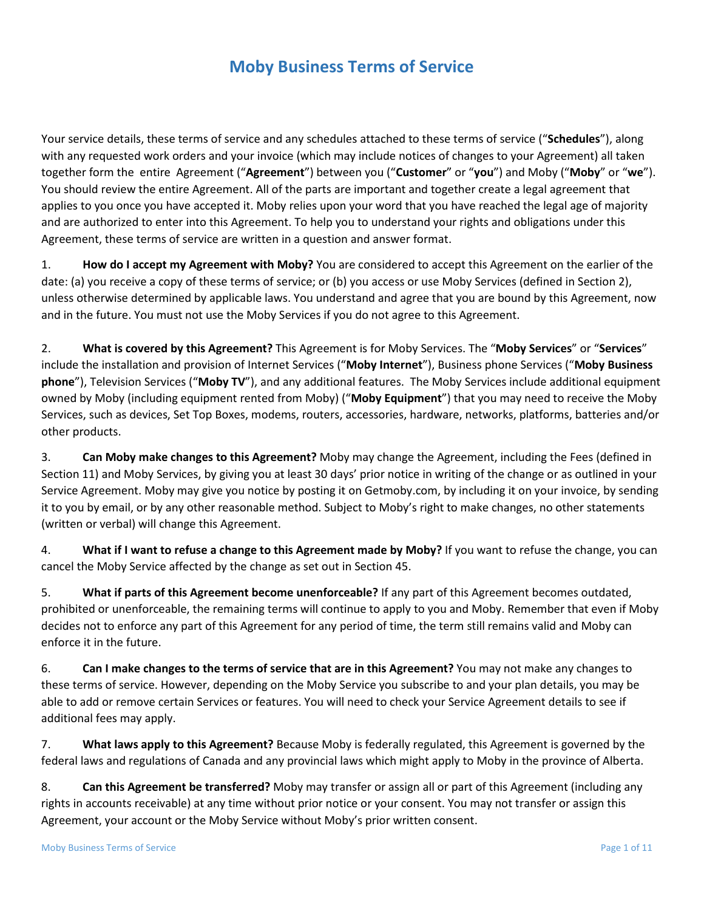# Moby Business Terms of Service

Your service details, these terms of service and any schedules attached to these terms of service ("**Schedules**"), along with any requested work orders and your invoice (which may include notices of changes to your Agreement) all taken together form the entire Agreement ("**Agreement**") between you ("**Customer**" or "**you**") and Moby ("**Moby**" or "**we**"). You should review the entire Agreement. All of the parts are important and together create a legal agreement that applies to you once you have accepted it. Moby relies upon your word that you have reached the legal age of majority and are authorized to enter into this Agreement. To help you to understand your rights and obligations under this Agreement, these terms of service are written in a question and answer format.

1. **How do I accept my Agreement with Moby?** You are considered to accept this Agreement on the earlier of the date: (a) you receive a copy of these terms of service; or (b) you access or use Moby Services (defined in Section 2), unless otherwise determined by applicable laws. You understand and agree that you are bound by this Agreement, now and in the future. You must not use the Moby Services if you do not agree to this Agreement.

2. **What is covered by this Agreement?** This Agreement is for Moby Services. The "**Moby Services**" or "**Services**" include the installation and provision of Internet Services ("**Moby Internet**"), Business phone Services ("**Moby Business phone**"), Television Services ("**Moby TV**"), and any additional features. The Moby Services include additional equipment owned by Moby (including equipment rented from Moby) ("**Moby Equipment**") that you may need to receive the Moby Services, such as devices, Set Top Boxes, modems, routers, accessories, hardware, networks, platforms, batteries and/or other products.

3. **Can Moby make changes to this Agreement?** Moby may change the Agreement, including the Fees (defined in Section 11) and Moby Services, by giving you at least 30 days' prior notice in writing of the change or as outlined in your Service Agreement. Moby may give you notice by posting it on Getmoby.com, by including it on your invoice, by sending it to you by email, or by any other reasonable method. Subject to Moby's right to make changes, no other statements (written or verbal) will change this Agreement.

4. **What if I want to refuse a change to this Agreement made by Moby?** If you want to refuse the change, you can cancel the Moby Service affected by the change as set out in Section 45.

5. **What if parts of this Agreement become unenforceable?** If any part of this Agreement becomes outdated, prohibited or unenforceable, the remaining terms will continue to apply to you and Moby. Remember that even if Moby decides not to enforce any part of this Agreement for any period of time, the term still remains valid and Moby can enforce it in the future.

6. **Can I make changes to the terms of service that are in this Agreement?** You may not make any changes to these terms of service. However, depending on the Moby Service you subscribe to and your plan details, you may be able to add or remove certain Services or features. You will need to check your Service Agreement details to see if additional fees may apply.

7. **What laws apply to this Agreement?** Because Moby is federally regulated, this Agreement is governed by the federal laws and regulations of Canada and any provincial laws which might apply to Moby in the province of Alberta.

8. **Can this Agreement be transferred?** Moby may transfer or assign all or part of this Agreement (including any rights in accounts receivable) at any time without prior notice or your consent. You may not transfer or assign this Agreement, your account or the Moby Service without Moby's prior written consent.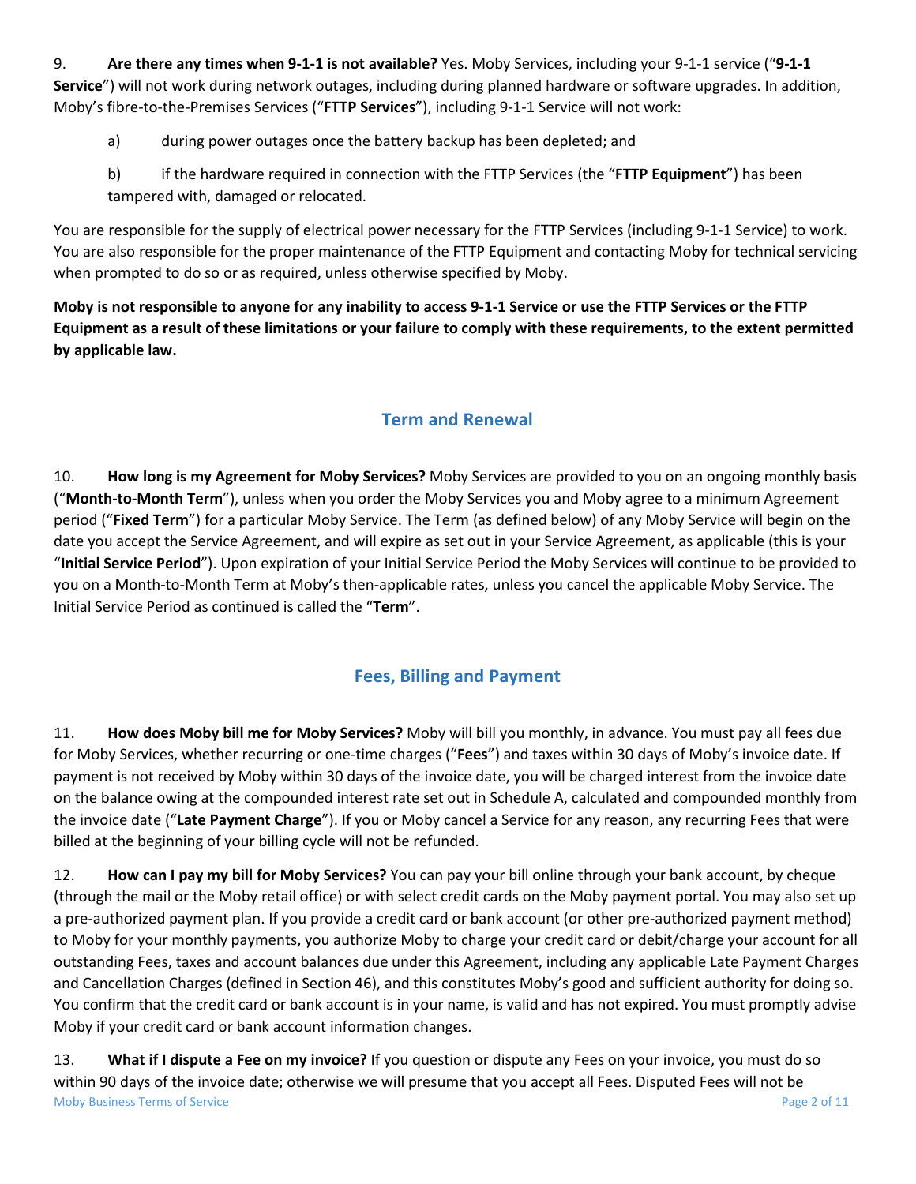9. **Are there any times when 9-1-1 is not available?** Yes. Moby Services, including your 9-1-1 service ("**9-1-1 Service**") will not work during network outages, including during planned hardware or software upgrades. In addition, Moby's fibre-to-the-Premises Services ("**FTTP Services**"), including 9-1-1 Service will not work:

a) during power outages once the battery backup has been depleted; and

b) if the hardware required in connection with the FTTP Services (the "**FTTP Equipment**") has been tampered with, damaged or relocated.

You are responsible for the supply of electrical power necessary for the FTTP Services (including 9-1-1 Service) to work. You are also responsible for the proper maintenance of the FTTP Equipment and contacting Moby for technical servicing when prompted to do so or as required, unless otherwise specified by Moby.

**Moby is not responsible to anyone for any inability to access 9-1-1 Service or use the FTTP Services or the FTTP Equipment as a result of these limitations or your failure to comply with these requirements, to the extent permitted by applicable law.**

## Term and Renewal

10. **How long is my Agreement for Moby Services?** Moby Services are provided to you on an ongoing monthly basis ("**Month-to-Month Term**"), unless when you order the Moby Services you and Moby agree to a minimum Agreement period ("**Fixed Term**") for a particular Moby Service. The Term (as defined below) of any Moby Service will begin on the date you accept the Service Agreement, and will expire as set out in your Service Agreement, as applicable (this is your "**Initial Service Period**"). Upon expiration of your Initial Service Period the Moby Services will continue to be provided to you on a Month-to-Month Term at Moby's then-applicable rates, unless you cancel the applicable Moby Service. The Initial Service Period as continued is called the "**Term**".

## Fees, Billing and Payment

11. **How does Moby bill me for Moby Services?** Moby will bill you monthly, in advance. You must pay all fees due for Moby Services, whether recurring or one-time charges ("**Fees**") and taxes within 30 days of Moby's invoice date. If payment is not received by Moby within 30 days of the invoice date, you will be charged interest from the invoice date on the balance owing at the compounded interest rate set out in Schedule A, calculated and compounded monthly from the invoice date ("**Late Payment Charge**"). If you or Moby cancel a Service for any reason, any recurring Fees that were billed at the beginning of your billing cycle will not be refunded.

12. **How can I pay my bill for Moby Services?** You can pay your bill online through your bank account, by cheque (through the mail or the Moby retail office) or with select credit cards on the Moby payment portal. You may also set up a pre-authorized payment plan. If you provide a credit card or bank account (or other pre-authorized payment method) to Moby for your monthly payments, you authorize Moby to charge your credit card or debit/charge your account for all outstanding Fees, taxes and account balances due under this Agreement, including any applicable Late Payment Charges and Cancellation Charges (defined in Section 46), and this constitutes Moby's good and sufficient authority for doing so. You confirm that the credit card or bank account is in your name, is valid and has not expired. You must promptly advise Moby if your credit card or bank account information changes.

13. **What if I dispute a Fee on my invoice?** If you question or dispute any Fees on your invoice, you must do so within 90 days of the invoice date; otherwise we will presume that you accept all Fees. Disputed Fees will not be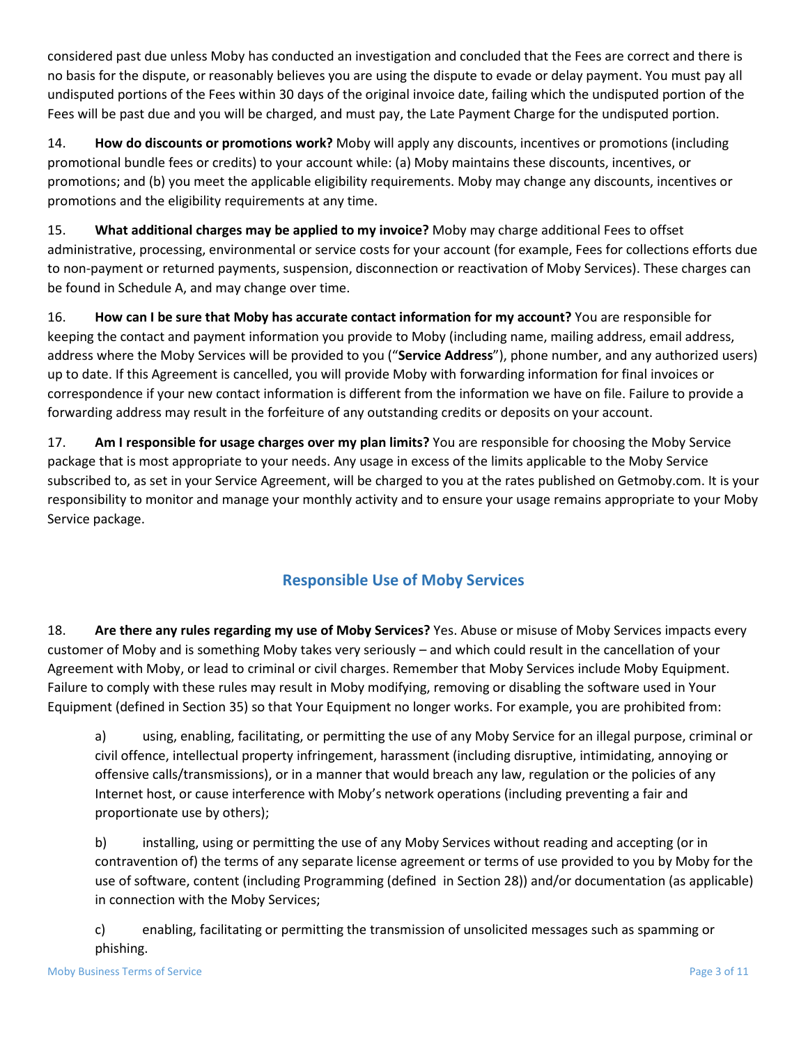considered past due unless Moby has conducted an investigation and concluded that the Fees are correct and there is no basis for the dispute, or reasonably believes you are using the dispute to evade or delay payment. You must pay all undisputed portions of the Fees within 30 days of the original invoice date, failing which the undisputed portion of the Fees will be past due and you will be charged, and must pay, the Late Payment Charge for the undisputed portion.

14. **How do discounts or promotions work?** Moby will apply any discounts, incentives or promotions (including promotional bundle fees or credits) to your account while: (a) Moby maintains these discounts, incentives, or promotions; and (b) you meet the applicable eligibility requirements. Moby may change any discounts, incentives or promotions and the eligibility requirements at any time.

15. **What additional charges may be applied to my invoice?** Moby may charge additional Fees to offset administrative, processing, environmental or service costs for your account (for example, Fees for collections efforts due to non-payment or returned payments, suspension, disconnection or reactivation of Moby Services). These charges can be found in Schedule A, and may change over time.

16. **How can I be sure that Moby has accurate contact information for my account?** You are responsible for keeping the contact and payment information you provide to Moby (including name, mailing address, email address, address where the Moby Services will be provided to you ("**Service Address**"), phone number, and any authorized users) up to date. If this Agreement is cancelled, you will provide Moby with forwarding information for final invoices or correspondence if your new contact information is different from the information we have on file. Failure to provide a forwarding address may result in the forfeiture of any outstanding credits or deposits on your account.

17. **Am I responsible for usage charges over my plan limits?** You are responsible for choosing the Moby Service package that is most appropriate to your needs. Any usage in excess of the limits applicable to the Moby Service subscribed to, as set in your Service Agreement, will be charged to you at the rates published on Getmoby.com. It is your responsibility to monitor and manage your monthly activity and to ensure your usage remains appropriate to your Moby Service package.

## Responsible Use of Moby Services

18. **Are there any rules regarding my use of Moby Services?** Yes. Abuse or misuse of Moby Services impacts every customer of Moby and is something Moby takes very seriously – and which could result in the cancellation of your Agreement with Moby, or lead to criminal or civil charges. Remember that Moby Services include Moby Equipment. Failure to comply with these rules may result in Moby modifying, removing or disabling the software used in Your Equipment (defined in Section 35) so that Your Equipment no longer works. For example, you are prohibited from:

a) using, enabling, facilitating, or permitting the use of any Moby Service for an illegal purpose, criminal or civil offence, intellectual property infringement, harassment (including disruptive, intimidating, annoying or offensive calls/transmissions), or in a manner that would breach any law, regulation or the policies of any Internet host, or cause interference with Moby's network operations (including preventing a fair and proportionate use by others);

b) installing, using or permitting the use of any Moby Services without reading and accepting (or in contravention of) the terms of any separate license agreement or terms of use provided to you by Moby for the use of software, content (including Programming (defined in Section 28)) and/or documentation (as applicable) in connection with the Moby Services;

c) enabling, facilitating or permitting the transmission of unsolicited messages such as spamming or phishing.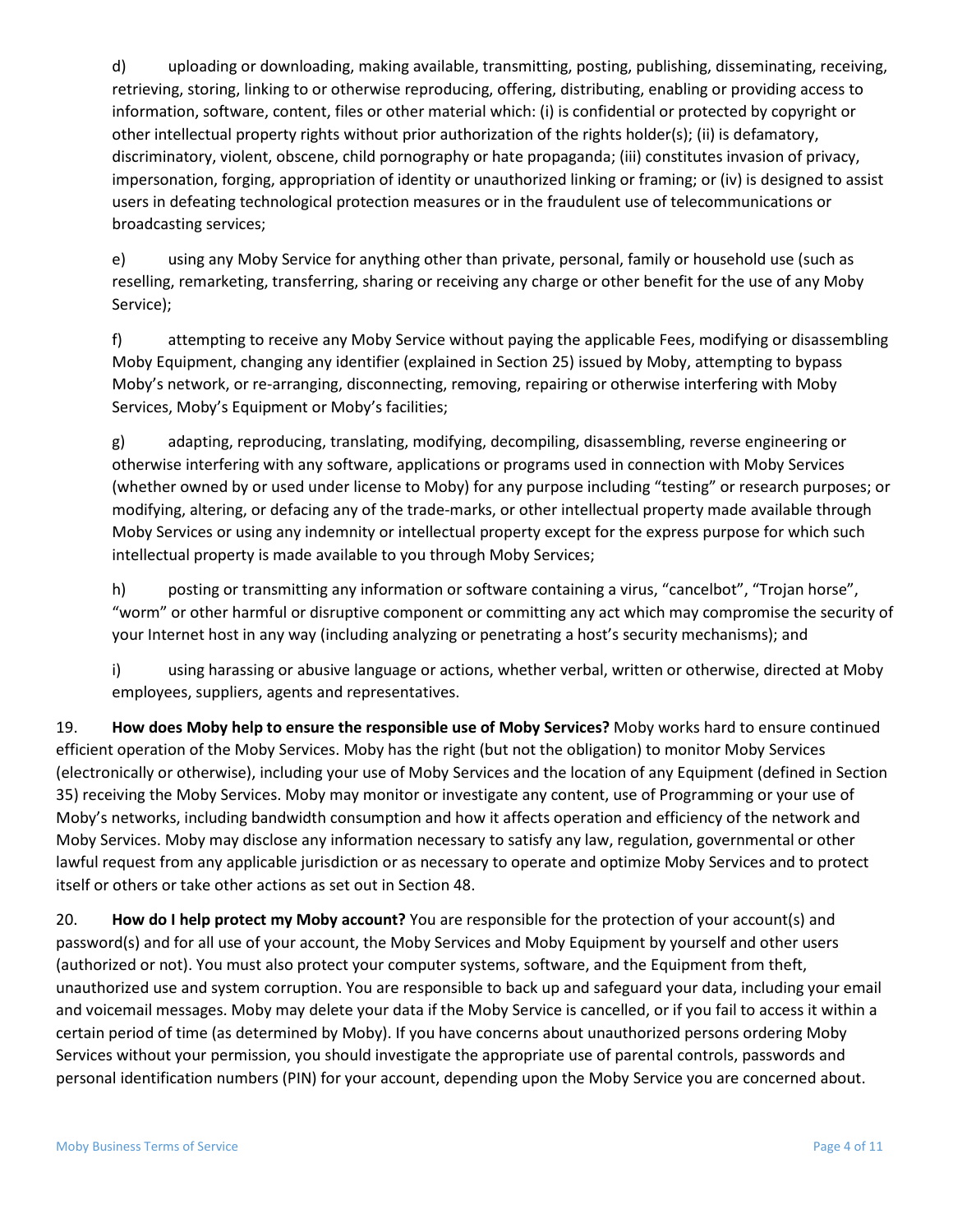d) uploading or downloading, making available, transmitting, posting, publishing, disseminating, receiving, retrieving, storing, linking to or otherwise reproducing, offering, distributing, enabling or providing access to information, software, content, files or other material which: (i) is confidential or protected by copyright or other intellectual property rights without prior authorization of the rights holder(s); (ii) is defamatory, discriminatory, violent, obscene, child pornography or hate propaganda; (iii) constitutes invasion of privacy, impersonation, forging, appropriation of identity or unauthorized linking or framing; or (iv) is designed to assist users in defeating technological protection measures or in the fraudulent use of telecommunications or broadcasting services;

e) using any Moby Service for anything other than private, personal, family or household use (such as reselling, remarketing, transferring, sharing or receiving any charge or other benefit for the use of any Moby Service);

f) attempting to receive any Moby Service without paying the applicable Fees, modifying or disassembling Moby Equipment, changing any identifier (explained in Section 25) issued by Moby, attempting to bypass Moby's network, or re-arranging, disconnecting, removing, repairing or otherwise interfering with Moby Services, Moby's Equipment or Moby's facilities;

g) adapting, reproducing, translating, modifying, decompiling, disassembling, reverse engineering or otherwise interfering with any software, applications or programs used in connection with Moby Services (whether owned by or used under license to Moby) for any purpose including "testing" or research purposes; or modifying, altering, or defacing any of the trade-marks, or other intellectual property made available through Moby Services or using any indemnity or intellectual property except for the express purpose for which such intellectual property is made available to you through Moby Services;

h) posting or transmitting any information or software containing a virus, "cancelbot", "Trojan horse", "worm" or other harmful or disruptive component or committing any act which may compromise the security of your Internet host in any way (including analyzing or penetrating a host's security mechanisms); and

i) using harassing or abusive language or actions, whether verbal, written or otherwise, directed at Moby employees, suppliers, agents and representatives.

19. **How does Moby help to ensure the responsible use of Moby Services?** Moby works hard to ensure continued efficient operation of the Moby Services. Moby has the right (but not the obligation) to monitor Moby Services (electronically or otherwise), including your use of Moby Services and the location of any Equipment (defined in Section 35) receiving the Moby Services. Moby may monitor or investigate any content, use of Programming or your use of Moby's networks, including bandwidth consumption and how it affects operation and efficiency of the network and Moby Services. Moby may disclose any information necessary to satisfy any law, regulation, governmental or other lawful request from any applicable jurisdiction or as necessary to operate and optimize Moby Services and to protect itself or others or take other actions as set out in Section 48.

20. **How do I help protect my Moby account?** You are responsible for the protection of your account(s) and password(s) and for all use of your account, the Moby Services and Moby Equipment by yourself and other users (authorized or not). You must also protect your computer systems, software, and the Equipment from theft, unauthorized use and system corruption. You are responsible to back up and safeguard your data, including your email and voicemail messages. Moby may delete your data if the Moby Service is cancelled, or if you fail to access it within a certain period of time (as determined by Moby). If you have concerns about unauthorized persons ordering Moby Services without your permission, you should investigate the appropriate use of parental controls, passwords and personal identification numbers (PIN) for your account, depending upon the Moby Service you are concerned about.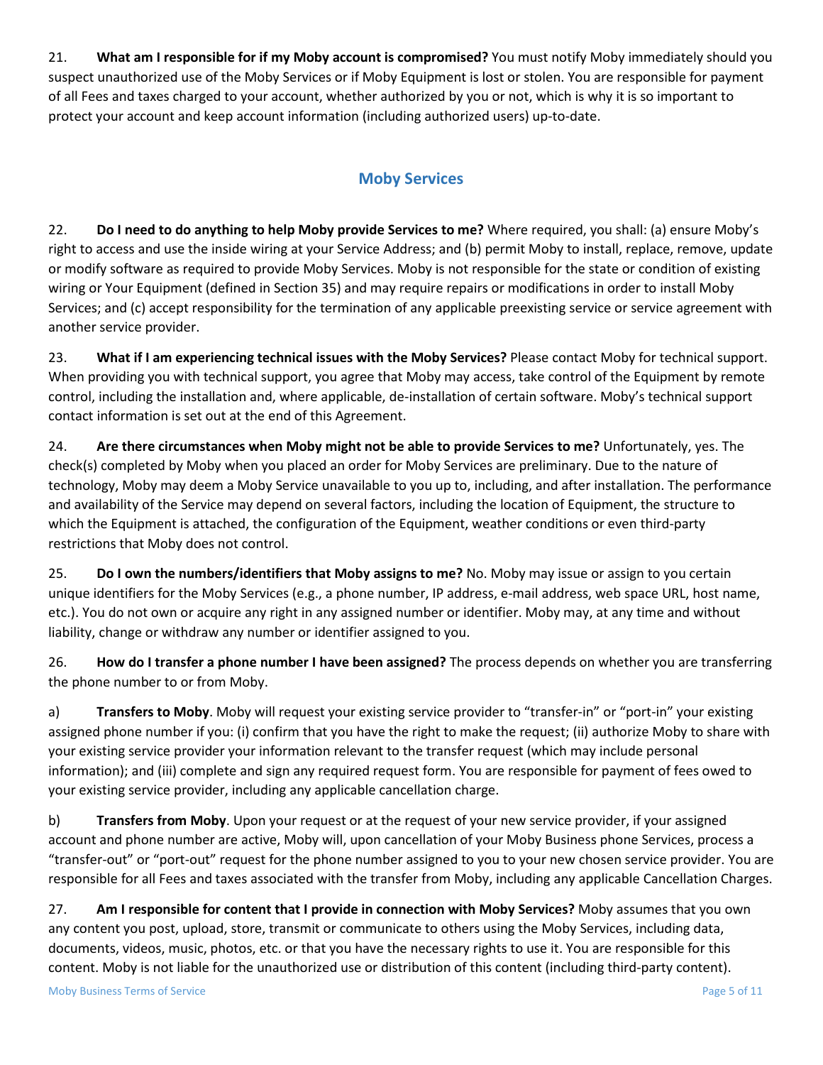21. **What am I responsible for if my Moby account is compromised?** You must notify Moby immediately should you suspect unauthorized use of the Moby Services or if Moby Equipment is lost or stolen. You are responsible for payment of all Fees and taxes charged to your account, whether authorized by you or not, which is why it is so important to protect your account and keep account information (including authorized users) up-to-date.

## Moby Services

22. **Do I need to do anything to help Moby provide Services to me?** Where required, you shall: (a) ensure Moby's right to access and use the inside wiring at your Service Address; and (b) permit Moby to install, replace, remove, update or modify software as required to provide Moby Services. Moby is not responsible for the state or condition of existing wiring or Your Equipment (defined in Section 35) and may require repairs or modifications in order to install Moby Services; and (c) accept responsibility for the termination of any applicable preexisting service or service agreement with another service provider.

23. **What if I am experiencing technical issues with the Moby Services?** Please contact Moby for technical support. When providing you with technical support, you agree that Moby may access, take control of the Equipment by remote control, including the installation and, where applicable, de-installation of certain software. Moby's technical support contact information is set out at the end of this Agreement.

24. **Are there circumstances when Moby might not be able to provide Services to me?** Unfortunately, yes. The check(s) completed by Moby when you placed an order for Moby Services are preliminary. Due to the nature of technology, Moby may deem a Moby Service unavailable to you up to, including, and after installation. The performance and availability of the Service may depend on several factors, including the location of Equipment, the structure to which the Equipment is attached, the configuration of the Equipment, weather conditions or even third-party restrictions that Moby does not control.

25. **Do I own the numbers/identifiers that Moby assigns to me?** No. Moby may issue or assign to you certain unique identifiers for the Moby Services (e.g., a phone number, IP address, e-mail address, web space URL, host name, etc.). You do not own or acquire any right in any assigned number or identifier. Moby may, at any time and without liability, change or withdraw any number or identifier assigned to you.

26. **How do I transfer a phone number I have been assigned?** The process depends on whether you are transferring the phone number to or from Moby.

a) **Transfers to Moby**. Moby will request your existing service provider to "transfer-in" or "port-in" your existing assigned phone number if you: (i) confirm that you have the right to make the request; (ii) authorize Moby to share with your existing service provider your information relevant to the transfer request (which may include personal information); and (iii) complete and sign any required request form. You are responsible for payment of fees owed to your existing service provider, including any applicable cancellation charge.

b) **Transfers from Moby**. Upon your request or at the request of your new service provider, if your assigned account and phone number are active, Moby will, upon cancellation of your Moby Business phone Services, process a "transfer-out" or "port-out" request for the phone number assigned to you to your new chosen service provider. You are responsible for all Fees and taxes associated with the transfer from Moby, including any applicable Cancellation Charges.

27. **Am I responsible for content that I provide in connection with Moby Services?** Moby assumes that you own any content you post, upload, store, transmit or communicate to others using the Moby Services, including data, documents, videos, music, photos, etc. or that you have the necessary rights to use it. You are responsible for this content. Moby is not liable for the unauthorized use or distribution of this content (including third-party content).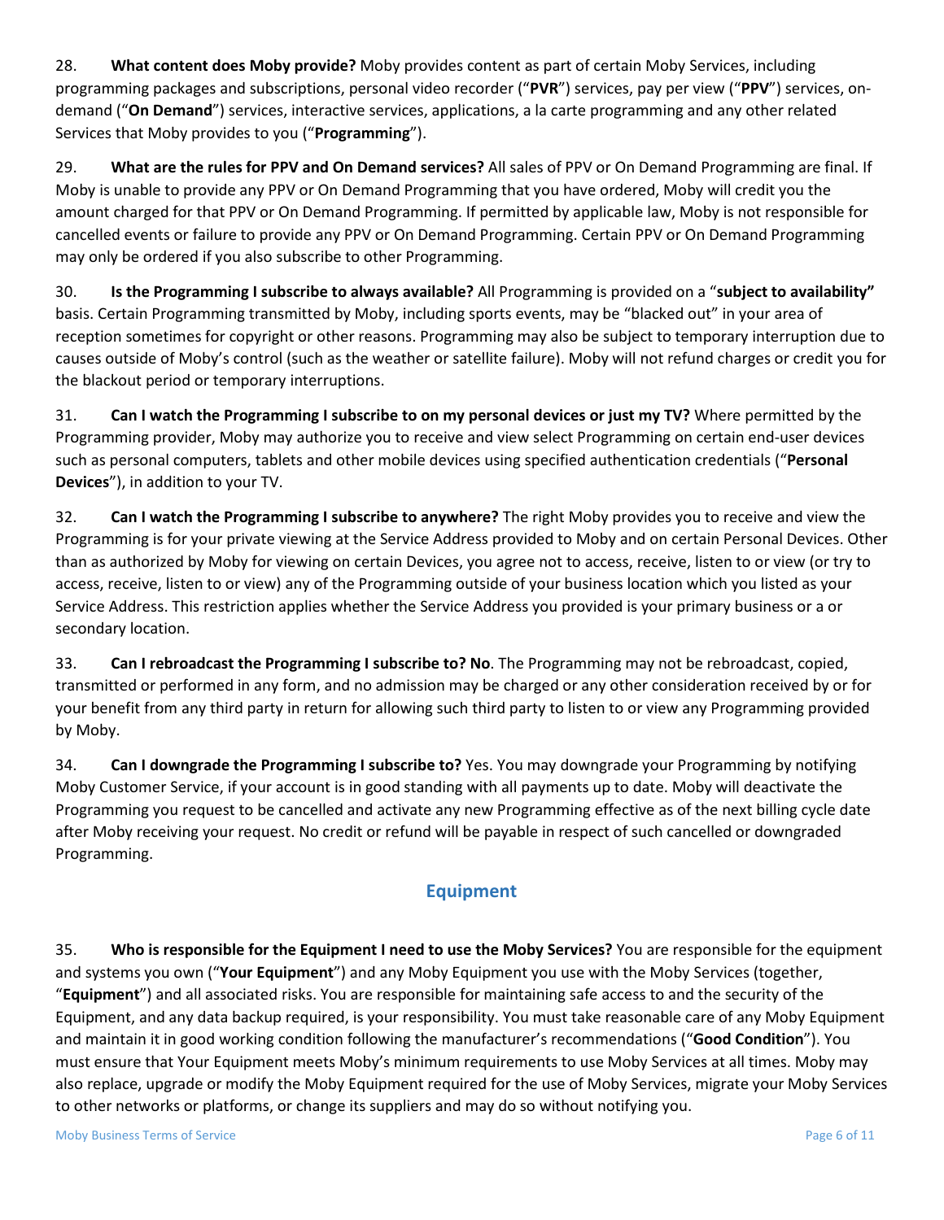28. **What content does Moby provide?** Moby provides content as part of certain Moby Services, including programming packages and subscriptions, personal video recorder ("**PVR**") services, pay per view ("**PPV**") services, on-demand ("**On Demand**") services, interactive services, applications, a la carte programming and any other related Services that Moby provides to you ("**Programming**").

29. **What are the rules for PPV and On Demand services?** All sales of PPV or On Demand Programming are final. If Moby is unable to provide any PPV or On Demand Programming that you have ordered, Moby will credit you the amount charged for that PPV or On Demand Programming. If permitted by applicable law, Moby is not responsible for cancelled events or failure to provide any PPV or On Demand Programming. Certain PPV or On Demand Programming may only be ordered if you also subscribe to other Programming.

30. **Is the Programming I subscribe to always available?** All Programming is provided on a "**subject to availability"** basis. Certain Programming transmitted by Moby, including sports events, may be "blacked out" in your area of reception sometimes for copyright or other reasons. Programming may also be subject to temporary interruption due to causes outside of Moby's control (such as the weather or satellite failure). Moby will not refund charges or credit you for the blackout period or temporary interruptions.

31. **Can I watch the Programming I subscribe to on my personal devices or just my TV?** Where permitted by the Programming provider, Moby may authorize you to receive and view select Programming on certain end-user devices such as personal computers, tablets and other mobile devices using specified authentication credentials ("**Personal Devices**"), in addition to your TV.

32. **Can I watch the Programming I subscribe to anywhere?** The right Moby provides you to receive and view the Programming is for your private viewing at the Service Address provided to Moby and on certain Personal Devices. Other than as authorized by Moby for viewing on certain Devices, you agree not to access, receive, listen to or view (or try to access, receive, listen to or view) any of the Programming outside of your business location which you listed as your Service Address. This restriction applies whether the Service Address you provided is your primary business or a or secondary location.

33. **Can I rebroadcast the Programming I subscribe to? No**. The Programming may not be rebroadcast, copied, transmitted or performed in any form, and no admission may be charged or any other consideration received by or for your benefit from any third party in return for allowing such third party to listen to or view any Programming provided by Moby.

34. **Can I downgrade the Programming I subscribe to?** Yes. You may downgrade your Programming by notifying Moby Customer Service, if your account is in good standing with all payments up to date. Moby will deactivate the Programming you request to be cancelled and activate any new Programming effective as of the next billing cycle date after Moby receiving your request. No credit or refund will be payable in respect of such cancelled or downgraded Programming.

## Equipment

35. **Who is responsible for the Equipment I need to use the Moby Services?** You are responsible for the equipment and systems you own ("**Your Equipment**") and any Moby Equipment you use with the Moby Services (together, "**Equipment**") and all associated risks. You are responsible for maintaining safe access to and the security of the Equipment, and any data backup required, is your responsibility. You must take reasonable care of any Moby Equipment and maintain it in good working condition following the manufacturer's recommendations ("**Good Condition**"). You must ensure that Your Equipment meets Moby's minimum requirements to use Moby Services at all times. Moby may also replace, upgrade or modify the Moby Equipment required for the use of Moby Services, migrate your Moby Services to other networks or platforms, or change its suppliers and may do so without notifying you.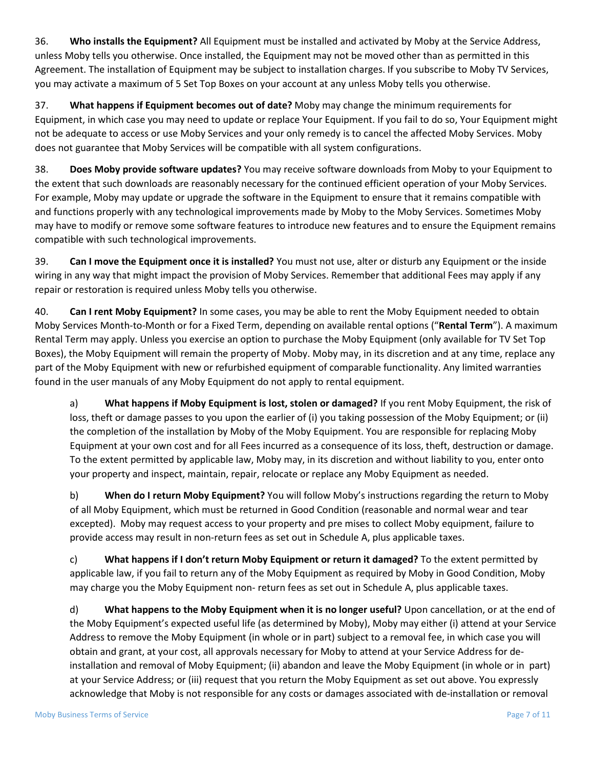36. **Who installs the Equipment?** All Equipment must be installed and activated by Moby at the Service Address, unless Moby tells you otherwise. Once installed, the Equipment may not be moved other than as permitted in this Agreement. The installation of Equipment may be subject to installation charges. If you subscribe to Moby TV Services, you may activate a maximum of 5 Set Top Boxes on your account at any unless Moby tells you otherwise.

37. **What happens if Equipment becomes out of date?** Moby may change the minimum requirements for Equipment, in which case you may need to update or replace Your Equipment. If you fail to do so, Your Equipment might not be adequate to access or use Moby Services and your only remedy is to cancel the affected Moby Services. Moby does not guarantee that Moby Services will be compatible with all system configurations.

38. **Does Moby provide software updates?** You may receive software downloads from Moby to your Equipment to the extent that such downloads are reasonably necessary for the continued efficient operation of your Moby Services. For example, Moby may update or upgrade the software in the Equipment to ensure that it remains compatible with and functions properly with any technological improvements made by Moby to the Moby Services. Sometimes Moby may have to modify or remove some software features to introduce new features and to ensure the Equipment remains compatible with such technological improvements.

39. **Can I move the Equipment once it is installed?** You must not use, alter or disturb any Equipment or the inside wiring in any way that might impact the provision of Moby Services. Remember that additional Fees may apply if any repair or restoration is required unless Moby tells you otherwise.

40. **Can I rent Moby Equipment?** In some cases, you may be able to rent the Moby Equipment needed to obtain Moby Services Month-to-Month or for a Fixed Term, depending on available rental options ("**Rental Term**"). A maximum Rental Term may apply. Unless you exercise an option to purchase the Moby Equipment (only available for TV Set Top Boxes), the Moby Equipment will remain the property of Moby. Moby may, in its discretion and at any time, replace any part of the Moby Equipment with new or refurbished equipment of comparable functionality. Any limited warranties found in the user manuals of any Moby Equipment do not apply to rental equipment.

   a) **What happens if Moby Equipment is lost, stolen or damaged?** If you rent Moby Equipment, the risk of loss, theft or damage passes to you upon the earlier of (i) you taking possession of the Moby Equipment; or (ii) the completion of the installation by Moby of the Moby Equipment. You are responsible for replacing Moby Equipment at your own cost and for all Fees incurred as a consequence of its loss, theft, destruction or damage. To the extent permitted by applicable law, Moby may, in its discretion and without liability to you, enter onto your property and inspect, maintain, repair, relocate or replace any Moby Equipment as needed.

   b) **When do I return Moby Equipment?** You will follow Moby's instructions regarding the return to Moby of all Moby Equipment, which must be returned in Good Condition (reasonable and normal wear and tear excepted). Moby may request access to your property and pre mises to collect Moby equipment, failure to provide access may result in non-return fees as set out in Schedule A, plus applicable taxes.

   c) **What happens if I don't return Moby Equipment or return it damaged?** To the extent permitted by applicable law, if you fail to return any of the Moby Equipment as required by Moby in Good Condition, Moby may charge you the Moby Equipment non- return fees as set out in Schedule A, plus applicable taxes.

   d) **What happens to the Moby Equipment when it is no longer useful?** Upon cancellation, or at the end of the Moby Equipment's expected useful life (as determined by Moby), Moby may either (i) attend at your Service Address to remove the Moby Equipment (in whole or in part) subject to a removal fee, in which case you will obtain and grant, at your cost, all approvals necessary for Moby to attend at your Service Address for de-installation and removal of Moby Equipment; (ii) abandon and leave the Moby Equipment (in whole or in part) at your Service Address; or (iii) request that you return the Moby Equipment as set out above. You expressly acknowledge that Moby is not responsible for any costs or damages associated with de-installation or removal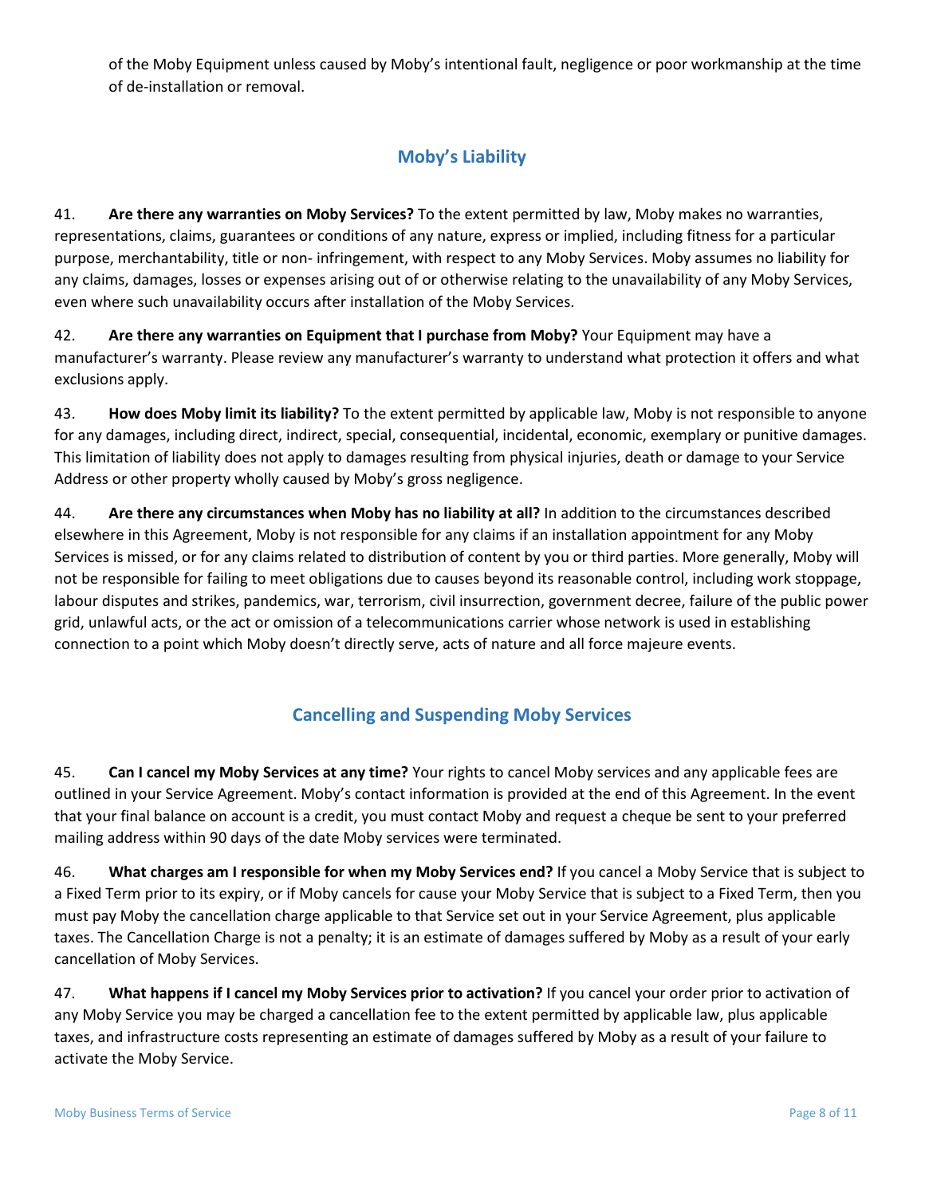of the Moby Equipment unless caused by Moby's intentional fault, negligence or poor workmanship at the time of de-installation or removal.

## Moby's Liability

41. **Are there any warranties on Moby Services?** To the extent permitted by law, Moby makes no warranties, representations, claims, guarantees or conditions of any nature, express or implied, including fitness for a particular purpose, merchantability, title or non- infringement, with respect to any Moby Services. Moby assumes no liability for any claims, damages, losses or expenses arising out of or otherwise relating to the unavailability of any Moby Services, even where such unavailability occurs after installation of the Moby Services.

42. **Are there any warranties on Equipment that I purchase from Moby?** Your Equipment may have a manufacturer's warranty. Please review any manufacturer's warranty to understand what protection it offers and what exclusions apply.

43. **How does Moby limit its liability?** To the extent permitted by applicable law, Moby is not responsible to anyone for any damages, including direct, indirect, special, consequential, incidental, economic, exemplary or punitive damages. This limitation of liability does not apply to damages resulting from physical injuries, death or damage to your Service Address or other property wholly caused by Moby's gross negligence.

44. **Are there any circumstances when Moby has no liability at all?** In addition to the circumstances described elsewhere in this Agreement, Moby is not responsible for any claims if an installation appointment for any Moby Services is missed, or for any claims related to distribution of content by you or third parties. More generally, Moby will not be responsible for failing to meet obligations due to causes beyond its reasonable control, including work stoppage, labour disputes and strikes, pandemics, war, terrorism, civil insurrection, government decree, failure of the public power grid, unlawful acts, or the act or omission of a telecommunications carrier whose network is used in establishing connection to a point which Moby doesn't directly serve, acts of nature and all force majeure events.

## Cancelling and Suspending Moby Services

45. **Can I cancel my Moby Services at any time?** Your rights to cancel Moby services and any applicable fees are outlined in your Service Agreement. Moby's contact information is provided at the end of this Agreement. In the event that your final balance on account is a credit, you must contact Moby and request a cheque be sent to your preferred mailing address within 90 days of the date Moby services were terminated.

46. **What charges am I responsible for when my Moby Services end?** If you cancel a Moby Service that is subject to a Fixed Term prior to its expiry, or if Moby cancels for cause your Moby Service that is subject to a Fixed Term, then you must pay Moby the cancellation charge applicable to that Service set out in your Service Agreement, plus applicable taxes. The Cancellation Charge is not a penalty; it is an estimate of damages suffered by Moby as a result of your early cancellation of Moby Services.

47. **What happens if I cancel my Moby Services prior to activation?** If you cancel your order prior to activation of any Moby Service you may be charged a cancellation fee to the extent permitted by applicable law, plus applicable taxes, and infrastructure costs representing an estimate of damages suffered by Moby as a result of your failure to activate the Moby Service.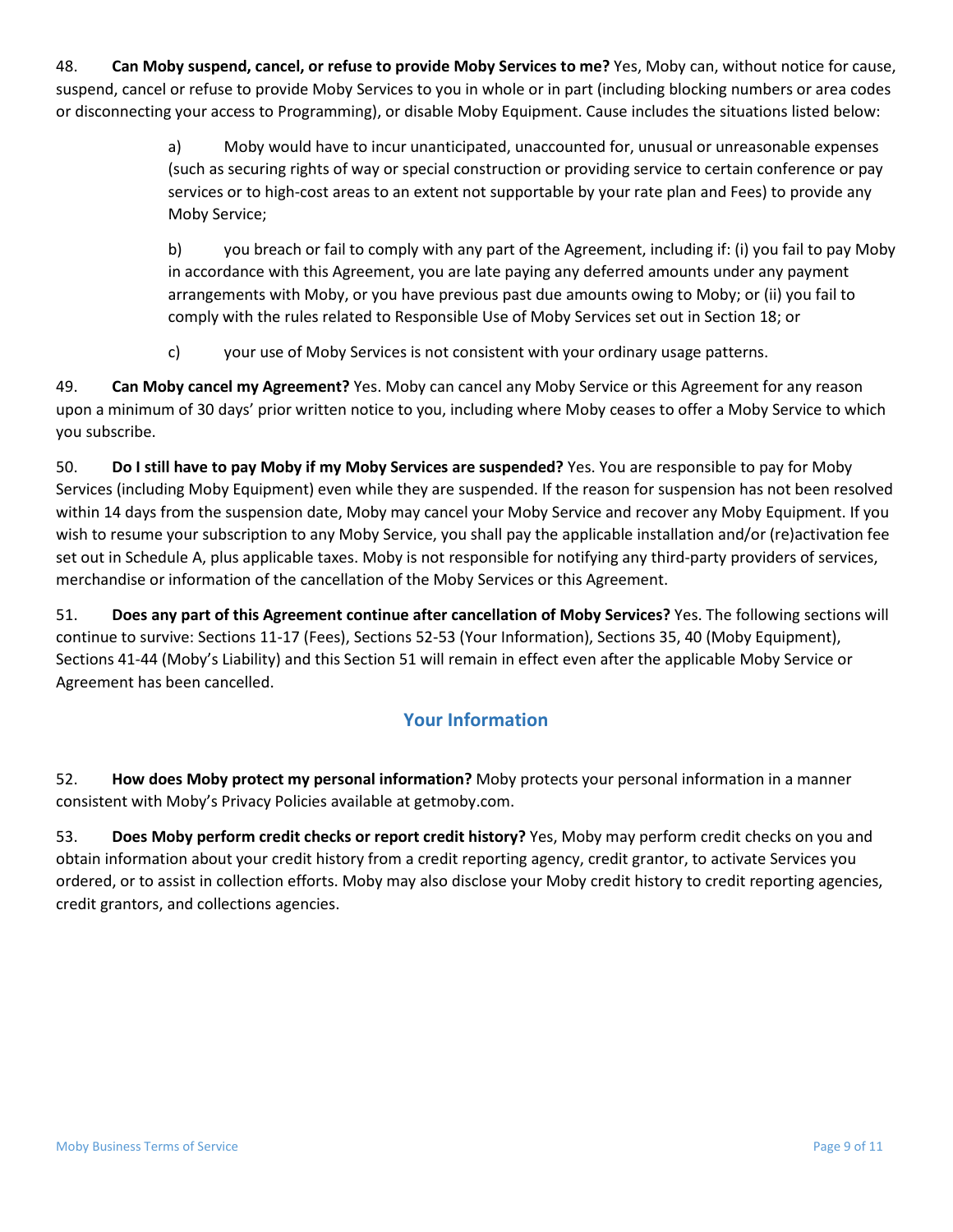48. **Can Moby suspend, cancel, or refuse to provide Moby Services to me?** Yes, Moby can, without notice for cause, suspend, cancel or refuse to provide Moby Services to you in whole or in part (including blocking numbers or area codes or disconnecting your access to Programming), or disable Moby Equipment. Cause includes the situations listed below:

> a) Moby would have to incur unanticipated, unaccounted for, unusual or unreasonable expenses (such as securing rights of way or special construction or providing service to certain conference or pay services or to high-cost areas to an extent not supportable by your rate plan and Fees) to provide any Moby Service;
>
> b) you breach or fail to comply with any part of the Agreement, including if: (i) you fail to pay Moby in accordance with this Agreement, you are late paying any deferred amounts under any payment arrangements with Moby, or you have previous past due amounts owing to Moby; or (ii) you fail to comply with the rules related to Responsible Use of Moby Services set out in Section 18; or
>
> c) your use of Moby Services is not consistent with your ordinary usage patterns.

49. **Can Moby cancel my Agreement?** Yes. Moby can cancel any Moby Service or this Agreement for any reason upon a minimum of 30 days' prior written notice to you, including where Moby ceases to offer a Moby Service to which you subscribe.

50. **Do I still have to pay Moby if my Moby Services are suspended?** Yes. You are responsible to pay for Moby Services (including Moby Equipment) even while they are suspended. If the reason for suspension has not been resolved within 14 days from the suspension date, Moby may cancel your Moby Service and recover any Moby Equipment. If you wish to resume your subscription to any Moby Service, you shall pay the applicable installation and/or (re)activation fee set out in Schedule A, plus applicable taxes. Moby is not responsible for notifying any third-party providers of services, merchandise or information of the cancellation of the Moby Services or this Agreement.

51. **Does any part of this Agreement continue after cancellation of Moby Services?** Yes. The following sections will continue to survive: Sections 11-17 (Fees), Sections 52-53 (Your Information), Sections 35, 40 (Moby Equipment), Sections 41-44 (Moby's Liability) and this Section 51 will remain in effect even after the applicable Moby Service or Agreement has been cancelled.

## Your Information

52. **How does Moby protect my personal information?** Moby protects your personal information in a manner consistent with Moby's Privacy Policies available at getmoby.com.

53. **Does Moby perform credit checks or report credit history?** Yes, Moby may perform credit checks on you and obtain information about your credit history from a credit reporting agency, credit grantor, to activate Services you ordered, or to assist in collection efforts. Moby may also disclose your Moby credit history to credit reporting agencies, credit grantors, and collections agencies.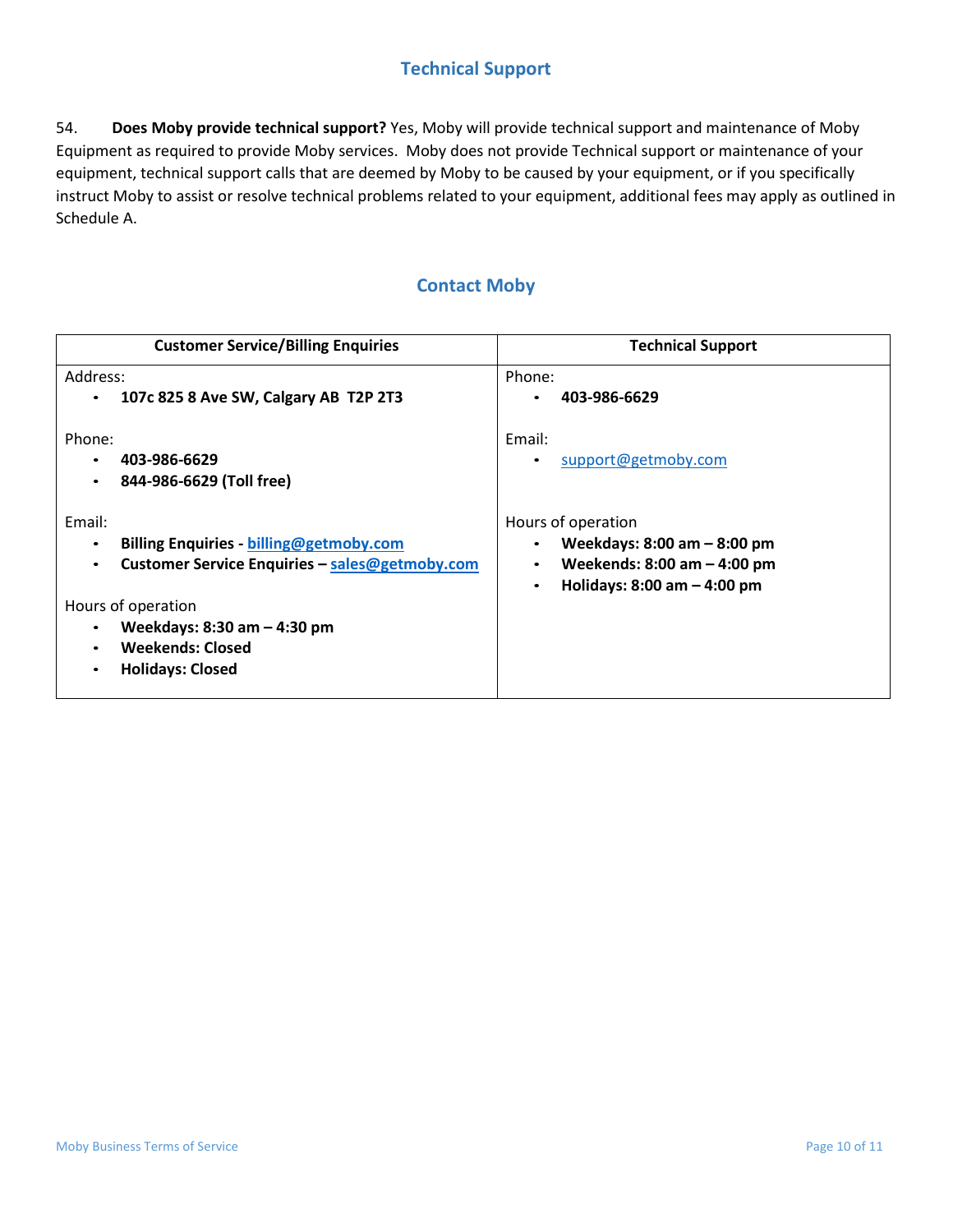## Technical Support

54. **Does Moby provide technical support?** Yes, Moby will provide technical support and maintenance of Moby Equipment as required to provide Moby services. Moby does not provide Technical support or maintenance of your equipment, technical support calls that are deemed by Moby to be caused by your equipment, or if you specifically instruct Moby to assist or resolve technical problems related to your equipment, additional fees may apply as outlined in Schedule A.

## Contact Moby

| Customer Service/Billing Enquiries | Technical Support |
|---|---|
| Address:<br>• **107c 825 8 Ave SW, Calgary AB T2P 2T3**<br><br>Phone:<br>• **403-986-6629**<br>• **844-986-6629 (Toll free)**<br><br>Email:<br>• **Billing Enquiries - billing@getmoby.com**<br>• **Customer Service Enquiries – sales@getmoby.com**<br><br>Hours of operation<br>• **Weekdays: 8:30 am – 4:30 pm**<br>• **Weekends: Closed**<br>• **Holidays: Closed** | Phone:<br>• **403-986-6629**<br><br>Email:<br>• support@getmoby.com<br><br>Hours of operation<br>• **Weekdays: 8:00 am – 8:00 pm**<br>• **Weekends: 8:00 am – 4:00 pm**<br>• **Holidays: 8:00 am – 4:00 pm** |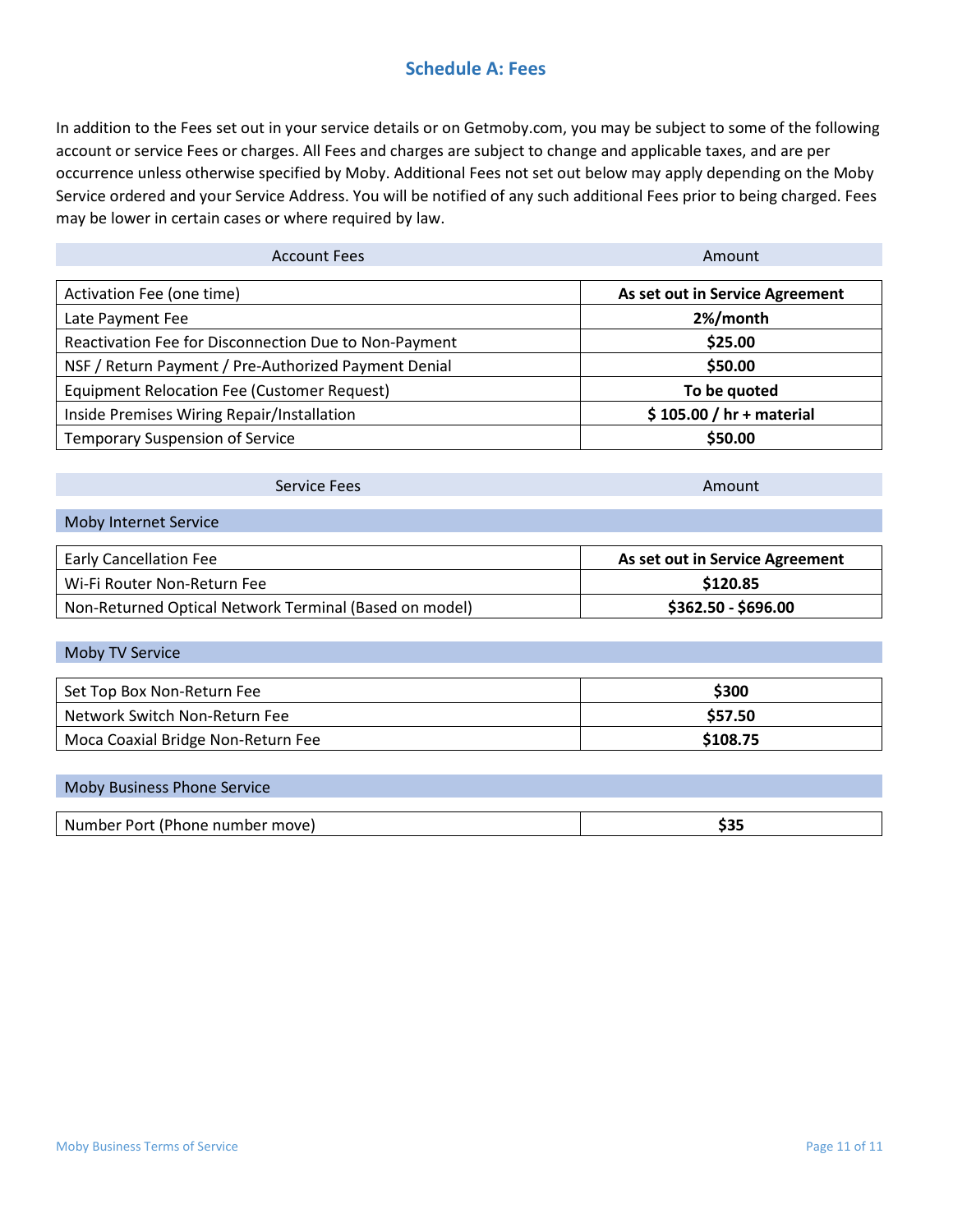## Schedule A: Fees

In addition to the Fees set out in your service details or on Getmoby.com, you may be subject to some of the following account or service Fees or charges. All Fees and charges are subject to change and applicable taxes, and are per occurrence unless otherwise specified by Moby. Additional Fees not set out below may apply depending on the Moby Service ordered and your Service Address. You will be notified of any such additional Fees prior to being charged. Fees may be lower in certain cases or where required by law.

| Account Fees | Amount |
|---|---|
| Activation Fee (one time) | **As set out in Service Agreement** |
| Late Payment Fee | **2%/month** |
| Reactivation Fee for Disconnection Due to Non-Payment | **$25.00** |
| NSF / Return Payment / Pre-Authorized Payment Denial | **$50.00** |
| Equipment Relocation Fee (Customer Request) | **To be quoted** |
| Inside Premises Wiring Repair/Installation | **$ 105.00 / hr + material** |
| Temporary Suspension of Service | **$50.00** |

| Service Fees | Amount |
|---|---|
| **Moby Internet Service** | |
| Early Cancellation Fee | **As set out in Service Agreement** |
| Wi-Fi Router Non-Return Fee | **$120.85** |
| Non-Returned Optical Network Terminal (Based on model) | **$362.50 - $696.00** |
| **Moby TV Service** | |
| Set Top Box Non-Return Fee | **$300** |
| Network Switch Non-Return Fee | **$57.50** |
| Moca Coaxial Bridge Non-Return Fee | **$108.75** |
| **Moby Business Phone Service** | |
| Number Port (Phone number move) | **$35** |